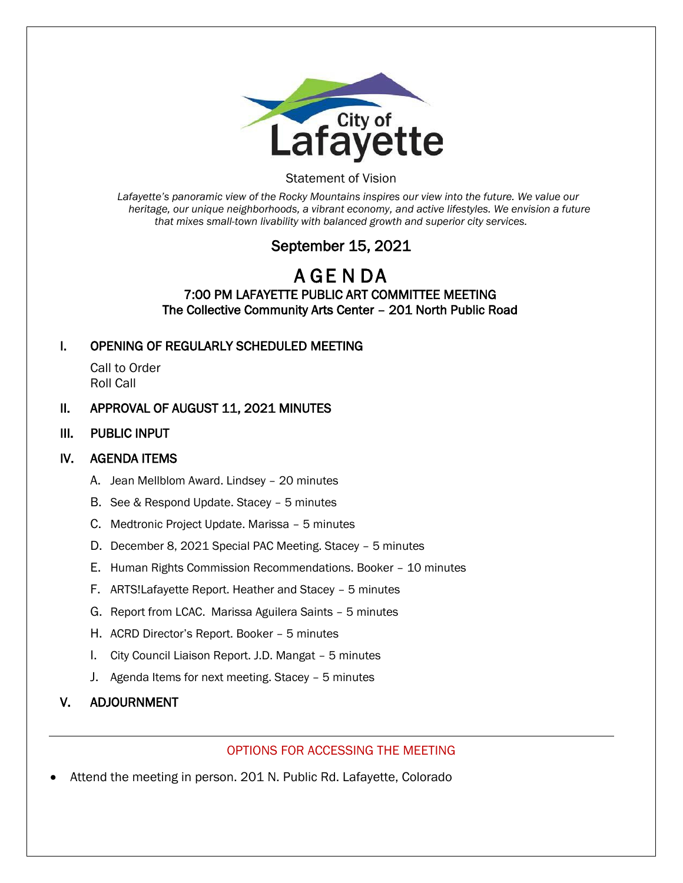City of Lafayette

Statement of Vision

*Lafayette's panoramic view of the Rocky Mountains inspires our view into the future. We value our heritage, our unique neighborhoods, a vibrant economy, and active lifestyles. We envision a future that mixes small-town livability with balanced growth and superior city services.*

## September 15, 2021

# AGENDA

### 7:00 PM LAFAYETTE PUBLIC ART COMMITTEE MEETING
### The Collective Community Arts Center – 201 North Public Road

## I. OPENING OF REGULARLY SCHEDULED MEETING

Call to Order
Roll Call

## II. APPROVAL OF AUGUST 11, 2021 MINUTES

## III. PUBLIC INPUT

## IV. AGENDA ITEMS

A. Jean Mellblom Award. Lindsey – 20 minutes

B. See & Respond Update. Stacey – 5 minutes

C. Medtronic Project Update. Marissa – 5 minutes

D. December 8, 2021 Special PAC Meeting. Stacey – 5 minutes

E. Human Rights Commission Recommendations. Booker – 10 minutes

F. ARTS!Lafayette Report. Heather and Stacey – 5 minutes

G. Report from LCAC. Marissa Aguilera Saints – 5 minutes

H. ACRD Director's Report. Booker – 5 minutes

I. City Council Liaison Report. J.D. Mangat – 5 minutes

J. Agenda Items for next meeting. Stacey – 5 minutes

## V. ADJOURNMENT

---

OPTIONS FOR ACCESSING THE MEETING

- Attend the meeting in person. 201 N. Public Rd. Lafayette, Colorado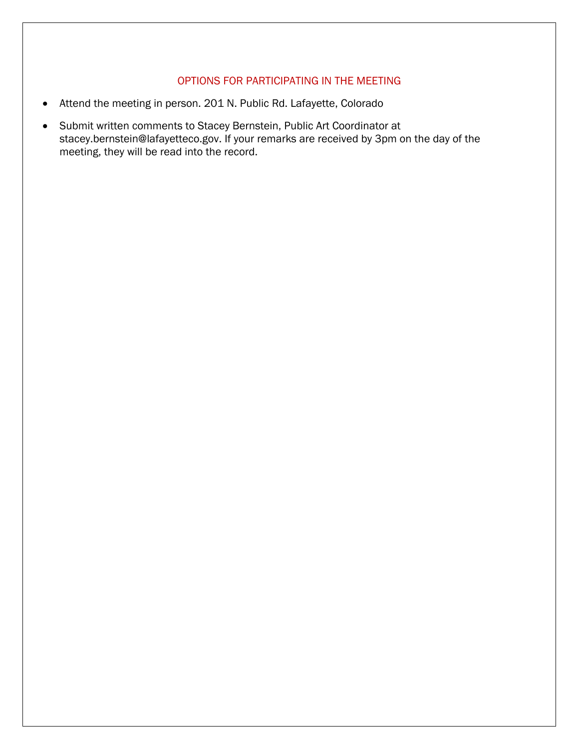## OPTIONS FOR PARTICIPATING IN THE MEETING

- Attend the meeting in person. 201 N. Public Rd. Lafayette, Colorado
- Submit written comments to Stacey Bernstein, Public Art Coordinator at stacey.bernstein@lafayetteco.gov. If your remarks are received by 3pm on the day of the meeting, they will be read into the record.